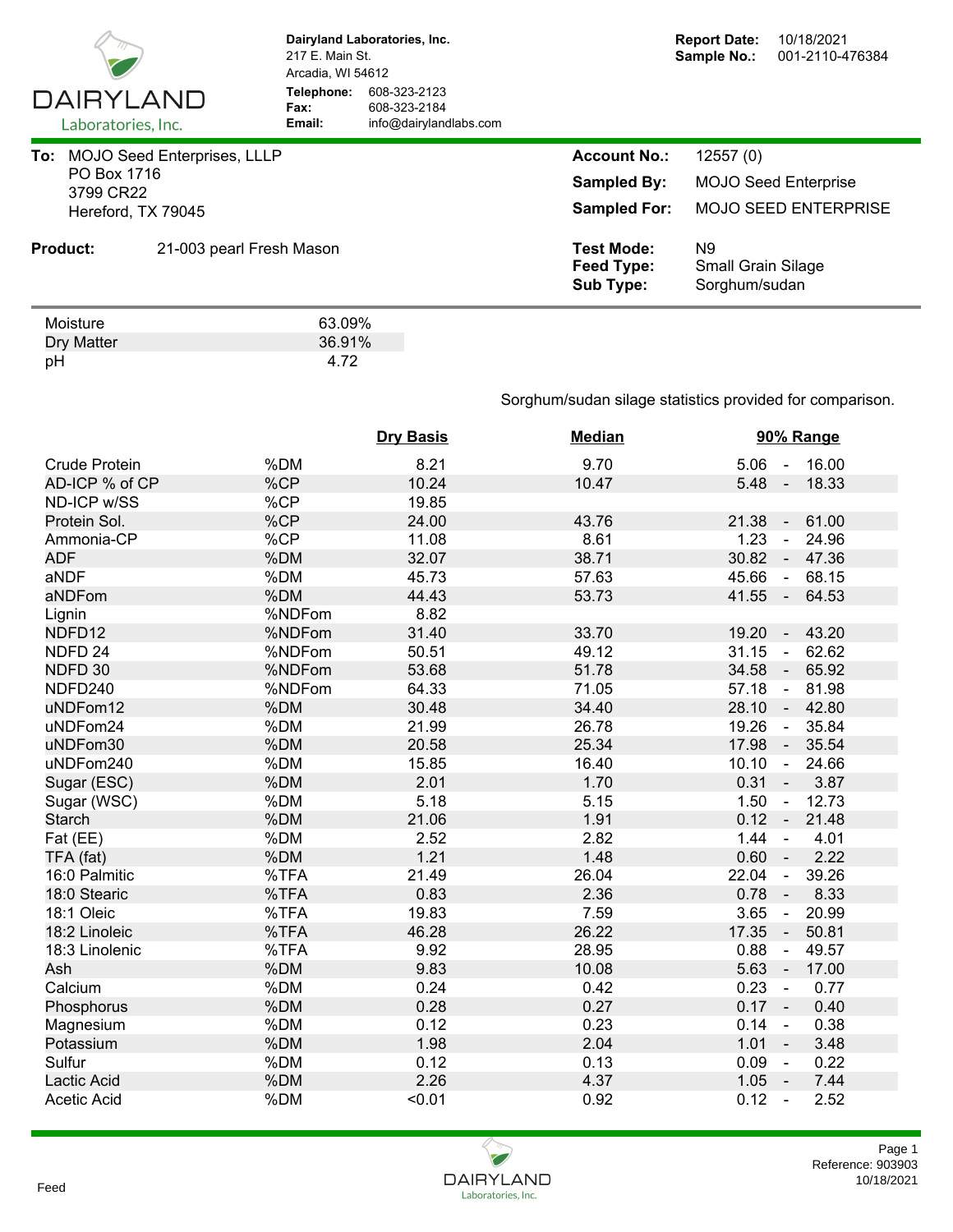**Dairyland Laboratories, Inc.**
217 E. Main St.
Arcadia, WI 54612

**Telephone:** 608-323-2123
**Fax:** 608-323-2184
**Email:** info@dairylandlabs.com

**Report Date:** 10/18/2021
**Sample No.:** 001-2110-476384

**To:** MOJO Seed Enterprises, LLLP
PO Box 1716
3799 CR22
Hereford, TX 79045

**Account No.:** 12557 (0)
**Sampled By:** MOJO Seed Enterprise
**Sampled For:** MOJO SEED ENTERPRISE

**Product:** 21-003 pearl Fresh Mason

**Test Mode:** N9
**Feed Type:** Small Grain Silage
**Sub Type:** Sorghum/sudan

| | |
|---|---|
| Moisture | 63.09% |
| Dry Matter | 36.91% |
| pH | 4.72 |

Sorghum/sudan silage statistics provided for comparison.

| | | Dry Basis | Median | 90% Range |
|---|---|---|---|---|
| Crude Protein | %DM | 8.21 | 9.70 | 5.06 - 16.00 |
| AD-ICP % of CP | %CP | 10.24 | 10.47 | 5.48 - 18.33 |
| ND-ICP w/SS | %CP | 19.85 | | |
| Protein Sol. | %CP | 24.00 | 43.76 | 21.38 - 61.00 |
| Ammonia-CP | %CP | 11.08 | 8.61 | 1.23 - 24.96 |
| ADF | %DM | 32.07 | 38.71 | 30.82 - 47.36 |
| aNDF | %DM | 45.73 | 57.63 | 45.66 - 68.15 |
| aNDFom | %DM | 44.43 | 53.73 | 41.55 - 64.53 |
| Lignin | %NDFom | 8.82 | | |
| NDFD12 | %NDFom | 31.40 | 33.70 | 19.20 - 43.20 |
| NDFD 24 | %NDFom | 50.51 | 49.12 | 31.15 - 62.62 |
| NDFD 30 | %NDFom | 53.68 | 51.78 | 34.58 - 65.92 |
| NDFD240 | %NDFom | 64.33 | 71.05 | 57.18 - 81.98 |
| uNDFom12 | %DM | 30.48 | 34.40 | 28.10 - 42.80 |
| uNDFom24 | %DM | 21.99 | 26.78 | 19.26 - 35.84 |
| uNDFom30 | %DM | 20.58 | 25.34 | 17.98 - 35.54 |
| uNDFom240 | %DM | 15.85 | 16.40 | 10.10 - 24.66 |
| Sugar (ESC) | %DM | 2.01 | 1.70 | 0.31 - 3.87 |
| Sugar (WSC) | %DM | 5.18 | 5.15 | 1.50 - 12.73 |
| Starch | %DM | 21.06 | 1.91 | 0.12 - 21.48 |
| Fat (EE) | %DM | 2.52 | 2.82 | 1.44 - 4.01 |
| TFA (fat) | %DM | 1.21 | 1.48 | 0.60 - 2.22 |
| 16:0 Palmitic | %TFA | 21.49 | 26.04 | 22.04 - 39.26 |
| 18:0 Stearic | %TFA | 0.83 | 2.36 | 0.78 - 8.33 |
| 18:1 Oleic | %TFA | 19.83 | 7.59 | 3.65 - 20.99 |
| 18:2 Linoleic | %TFA | 46.28 | 26.22 | 17.35 - 50.81 |
| 18:3 Linolenic | %TFA | 9.92 | 28.95 | 0.88 - 49.57 |
| Ash | %DM | 9.83 | 10.08 | 5.63 - 17.00 |
| Calcium | %DM | 0.24 | 0.42 | 0.23 - 0.77 |
| Phosphorus | %DM | 0.28 | 0.27 | 0.17 - 0.40 |
| Magnesium | %DM | 0.12 | 0.23 | 0.14 - 0.38 |
| Potassium | %DM | 1.98 | 2.04 | 1.01 - 3.48 |
| Sulfur | %DM | 0.12 | 0.13 | 0.09 - 0.22 |
| Lactic Acid | %DM | 2.26 | 4.37 | 1.05 - 7.44 |
| Acetic Acid | %DM | <0.01 | 0.92 | 0.12 - 2.52 |

Feed

Reference: 903903
10/18/2021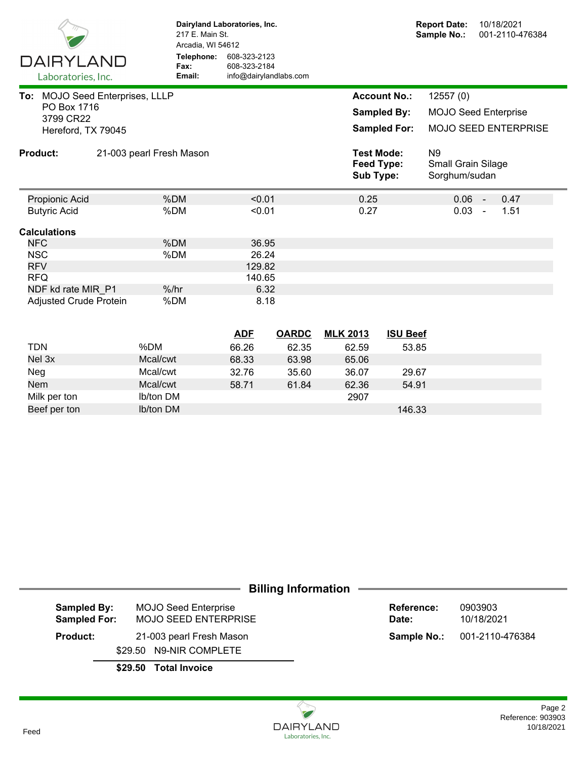Dairyland Laboratories, Inc.
217 E. Main St.
Arcadia, WI 54612
**Telephone:** 608-323-2123
**Fax:** 608-323-2184
**Email:** info@dairylandlabs.com

**Report Date:** 10/18/2021
**Sample No.:** 001-2110-476384

**To:** MOJO Seed Enterprises, LLLP
PO Box 1716
3799 CR22
Hereford, TX 79045

**Account No.:** 12557 (0)
**Sampled By:** MOJO Seed Enterprise
**Sampled For:** MOJO SEED ENTERPRISE

**Product:** 21-003 pearl Fresh Mason

**Test Mode:** N9
**Feed Type:** Small Grain Silage
**Sub Type:** Sorghum/sudan

| | | | | |
|---|---|---|---|---|
| Propionic Acid | %DM | <0.01 | 0.25 | 0.06 - 0.47 |
| Butyric Acid | %DM | <0.01 | 0.27 | 0.03 - 1.51 |

**Calculations**

| | | |
|---|---|---|
| NFC | %DM | 36.95 |
| NSC | %DM | 26.24 |
| RFV | | 129.82 |
| RFQ | | 140.65 |
| NDF kd rate MIR_P1 | %/hr | 6.32 |
| Adjusted Crude Protein | %DM | 8.18 |

| | | ADF | OARDC | MLK 2013 | ISU Beef |
|---|---|---|---|---|---|
| TDN | %DM | 66.26 | 62.35 | 62.59 | 53.85 |
| Nel 3x | Mcal/cwt | 68.33 | 63.98 | 65.06 | |
| Neg | Mcal/cwt | 32.76 | 35.60 | 36.07 | 29.67 |
| Nem | Mcal/cwt | 58.71 | 61.84 | 62.36 | 54.91 |
| Milk per ton | lb/ton DM | | | 2907 | |
| Beef per ton | lb/ton DM | | | | 146.33 |

## Billing Information

**Sampled By:** MOJO Seed Enterprise
**Sampled For:** MOJO SEED ENTERPRISE
**Product:** 21-003 pearl Fresh Mason

**Reference:** 0903903
**Date:** 10/18/2021
**Sample No.:** 001-2110-476384

$29.50 N9-NIR COMPLETE

**$29.50 Total Invoice**

Feed